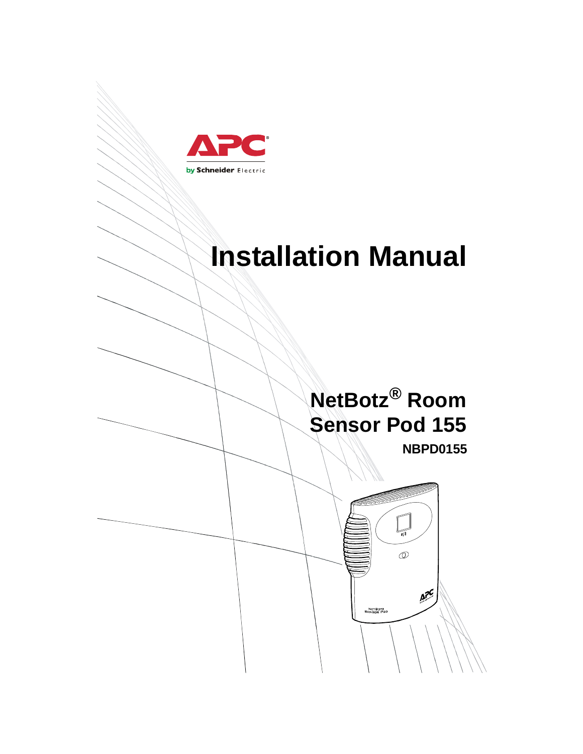APC

by Schneider Electric

# Installation Manual

## NetBotz® Room Sensor Pod 155

**NBPD0155**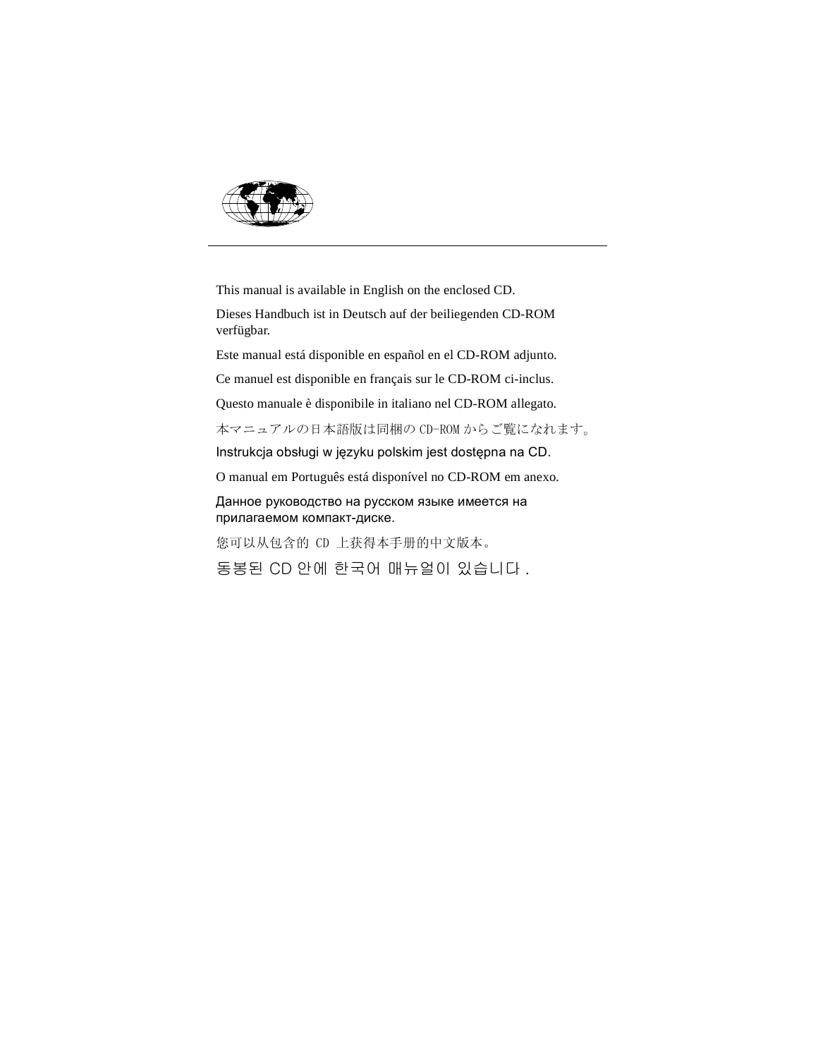This manual is available in English on the enclosed CD.

Dieses Handbuch ist in Deutsch auf der beiliegenden CD-ROM verfügbar.

Este manual está disponible en español en el CD-ROM adjunto.

Ce manuel est disponible en français sur le CD-ROM ci-inclus.

Questo manuale è disponibile in italiano nel CD-ROM allegato.

本マニュアルの日本語版は同梱の CD-ROM からご覧になれます。

Instrukcja obsługi w języku polskim jest dostępna na CD.

O manual em Português está disponível no CD-ROM em anexo.

Данное руководство на русском языке имеется на прилагаемом компакт-диске.

您可以从包含的 CD 上获得本手册的中文版本。

동봉된 CD 안에 한국어 매뉴얼이 있습니다 .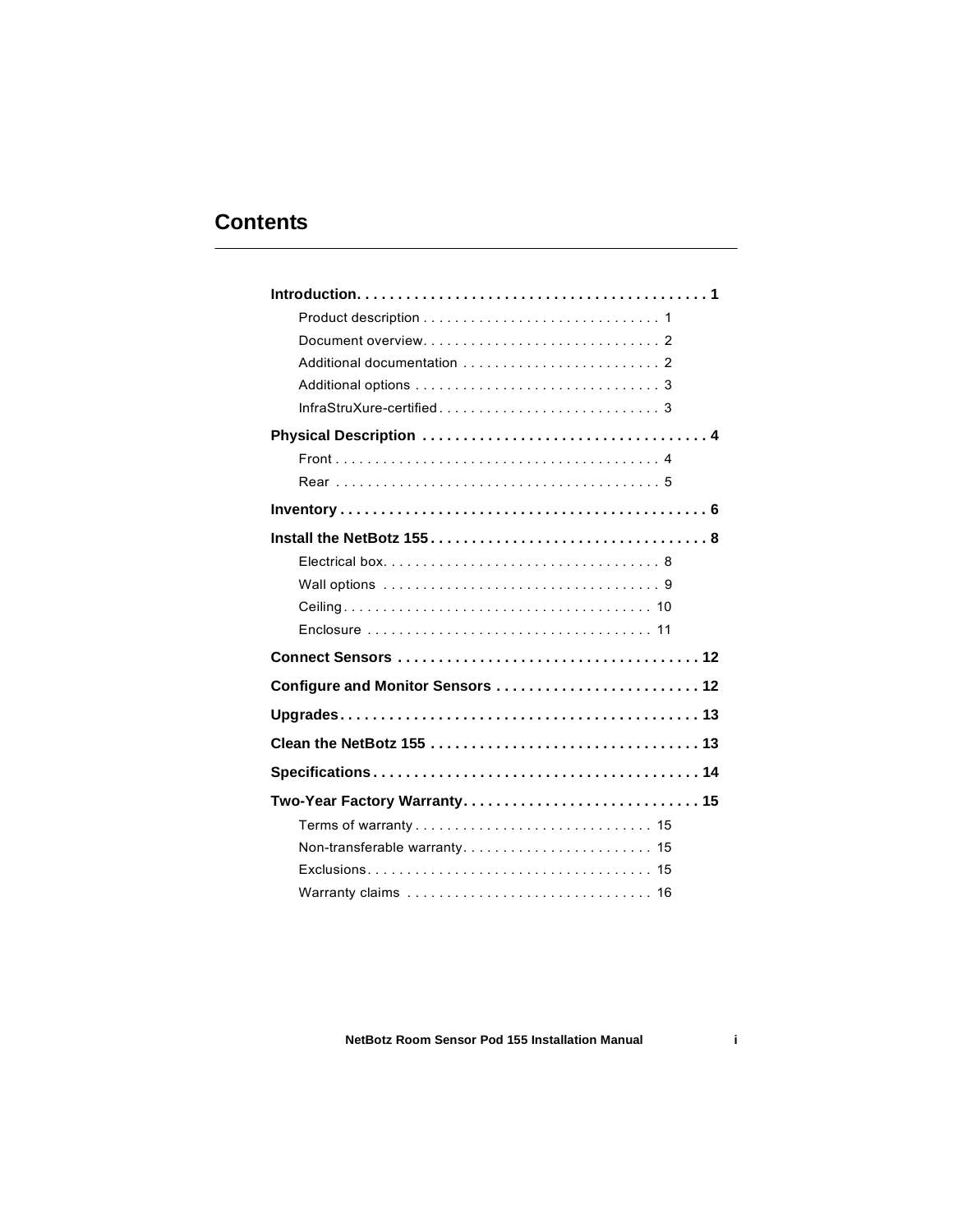# Contents

**Introduction . . . . . . . . . . . . . . . . . . . . . . . . . . . . . . . . . . . . . . . . . . 1**

- Product description . . . . . . . . . . . . . . . . . . . . . . . . . . . . . 1
- Document overview . . . . . . . . . . . . . . . . . . . . . . . . . . . . . 2
- Additional documentation . . . . . . . . . . . . . . . . . . . . . . . . 2
- Additional options . . . . . . . . . . . . . . . . . . . . . . . . . . . . . . 3
- InfraStruXure-certified . . . . . . . . . . . . . . . . . . . . . . . . . . . 3

**Physical Description . . . . . . . . . . . . . . . . . . . . . . . . . . . . . . . . . . 4**

- Front . . . . . . . . . . . . . . . . . . . . . . . . . . . . . . . . . . . . . . . . 4
- Rear . . . . . . . . . . . . . . . . . . . . . . . . . . . . . . . . . . . . . . . . 5

**Inventory . . . . . . . . . . . . . . . . . . . . . . . . . . . . . . . . . . . . . . . . . . . . 6**

**Install the NetBotz 155 . . . . . . . . . . . . . . . . . . . . . . . . . . . . . . . . . 8**

- Electrical box. . . . . . . . . . . . . . . . . . . . . . . . . . . . . . . . . . 8
- Wall options . . . . . . . . . . . . . . . . . . . . . . . . . . . . . . . . . . 9
- Ceiling . . . . . . . . . . . . . . . . . . . . . . . . . . . . . . . . . . . . . . 10
- Enclosure . . . . . . . . . . . . . . . . . . . . . . . . . . . . . . . . . . . 11

**Connect Sensors . . . . . . . . . . . . . . . . . . . . . . . . . . . . . . . . . . . . 12**

**Configure and Monitor Sensors . . . . . . . . . . . . . . . . . . . . . . . . 12**

**Upgrades . . . . . . . . . . . . . . . . . . . . . . . . . . . . . . . . . . . . . . . . . . 13**

**Clean the NetBotz 155 . . . . . . . . . . . . . . . . . . . . . . . . . . . . . . . 13**

**Specifications . . . . . . . . . . . . . . . . . . . . . . . . . . . . . . . . . . . . . . . 14**

**Two-Year Factory Warranty . . . . . . . . . . . . . . . . . . . . . . . . . . . . 15**

- Terms of warranty . . . . . . . . . . . . . . . . . . . . . . . . . . . . . 15
- Non-transferable warranty . . . . . . . . . . . . . . . . . . . . . . . 15
- Exclusions . . . . . . . . . . . . . . . . . . . . . . . . . . . . . . . . . . . 15
- Warranty claims . . . . . . . . . . . . . . . . . . . . . . . . . . . . . . 16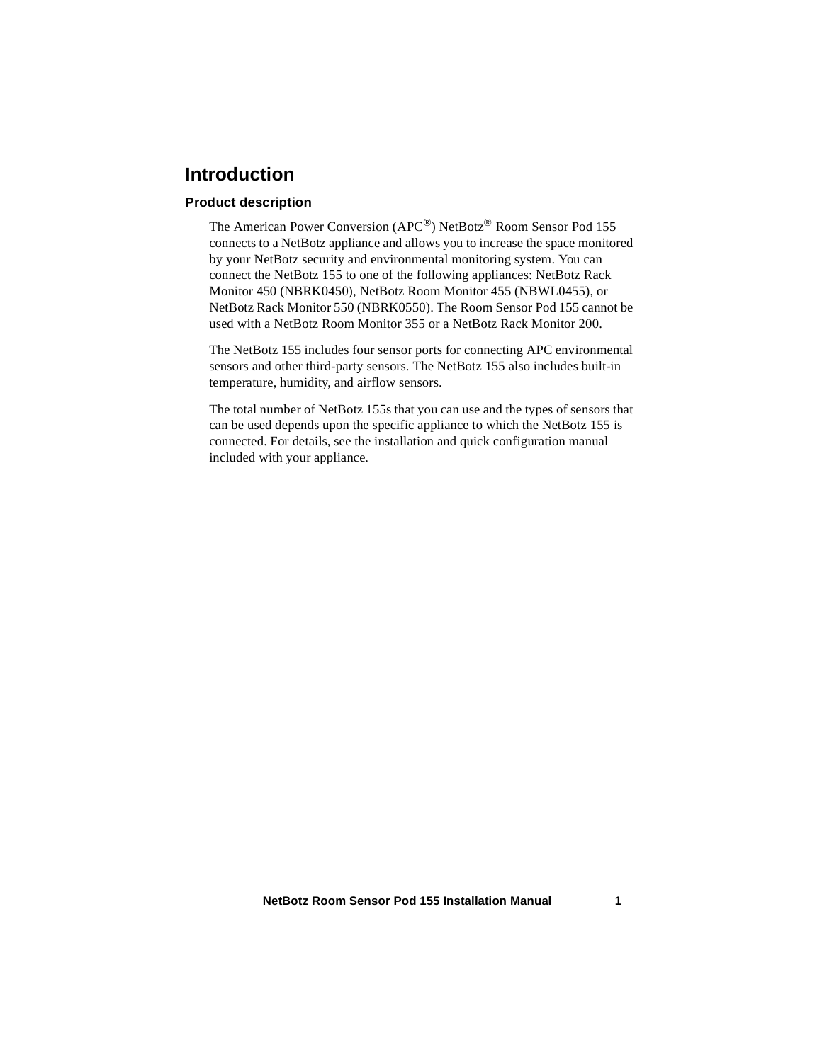# Introduction

## Product description

The American Power Conversion (APC®) NetBotz® Room Sensor Pod 155 connects to a NetBotz appliance and allows you to increase the space monitored by your NetBotz security and environmental monitoring system. You can connect the NetBotz 155 to one of the following appliances: NetBotz Rack Monitor 450 (NBRK0450), NetBotz Room Monitor 455 (NBWL0455), or NetBotz Rack Monitor 550 (NBRK0550). The Room Sensor Pod 155 cannot be used with a NetBotz Room Monitor 355 or a NetBotz Rack Monitor 200.

The NetBotz 155 includes four sensor ports for connecting APC environmental sensors and other third-party sensors. The NetBotz 155 also includes built-in temperature, humidity, and airflow sensors.

The total number of NetBotz 155s that you can use and the types of sensors that can be used depends upon the specific appliance to which the NetBotz 155 is connected. For details, see the installation and quick configuration manual included with your appliance.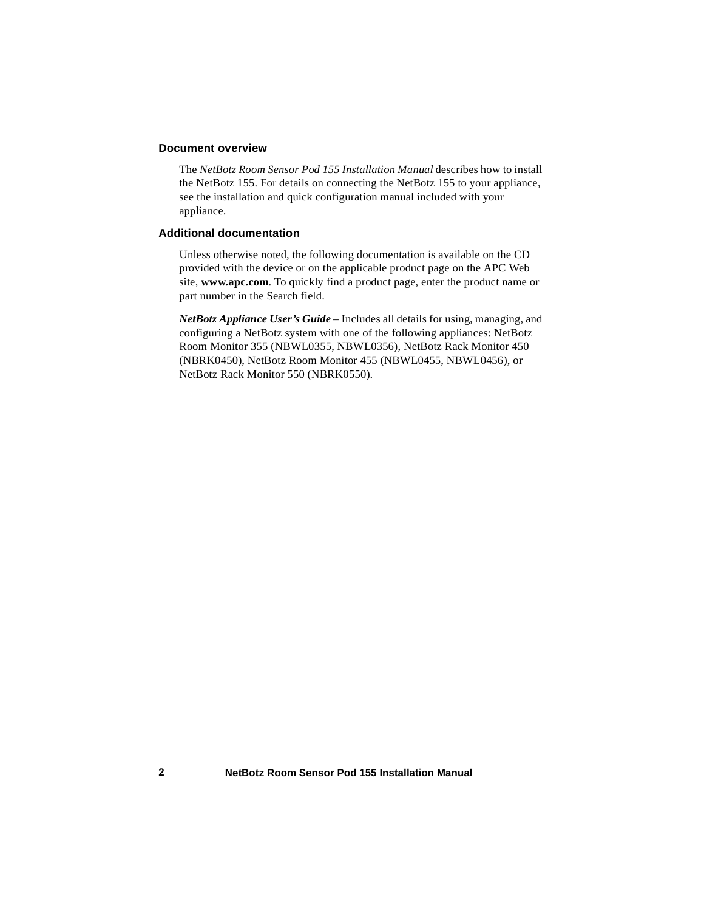## Document overview

The *NetBotz Room Sensor Pod 155 Installation Manual* describes how to install the NetBotz 155. For details on connecting the NetBotz 155 to your appliance, see the installation and quick configuration manual included with your appliance.

## Additional documentation

Unless otherwise noted, the following documentation is available on the CD provided with the device or on the applicable product page on the APC Web site, **www.apc.com**. To quickly find a product page, enter the product name or part number in the Search field.

***NetBotz Appliance User's Guide*** – Includes all details for using, managing, and configuring a NetBotz system with one of the following appliances: NetBotz Room Monitor 355 (NBWL0355, NBWL0356), NetBotz Rack Monitor 450 (NBRK0450), NetBotz Room Monitor 455 (NBWL0455, NBWL0456), or NetBotz Rack Monitor 550 (NBRK0550).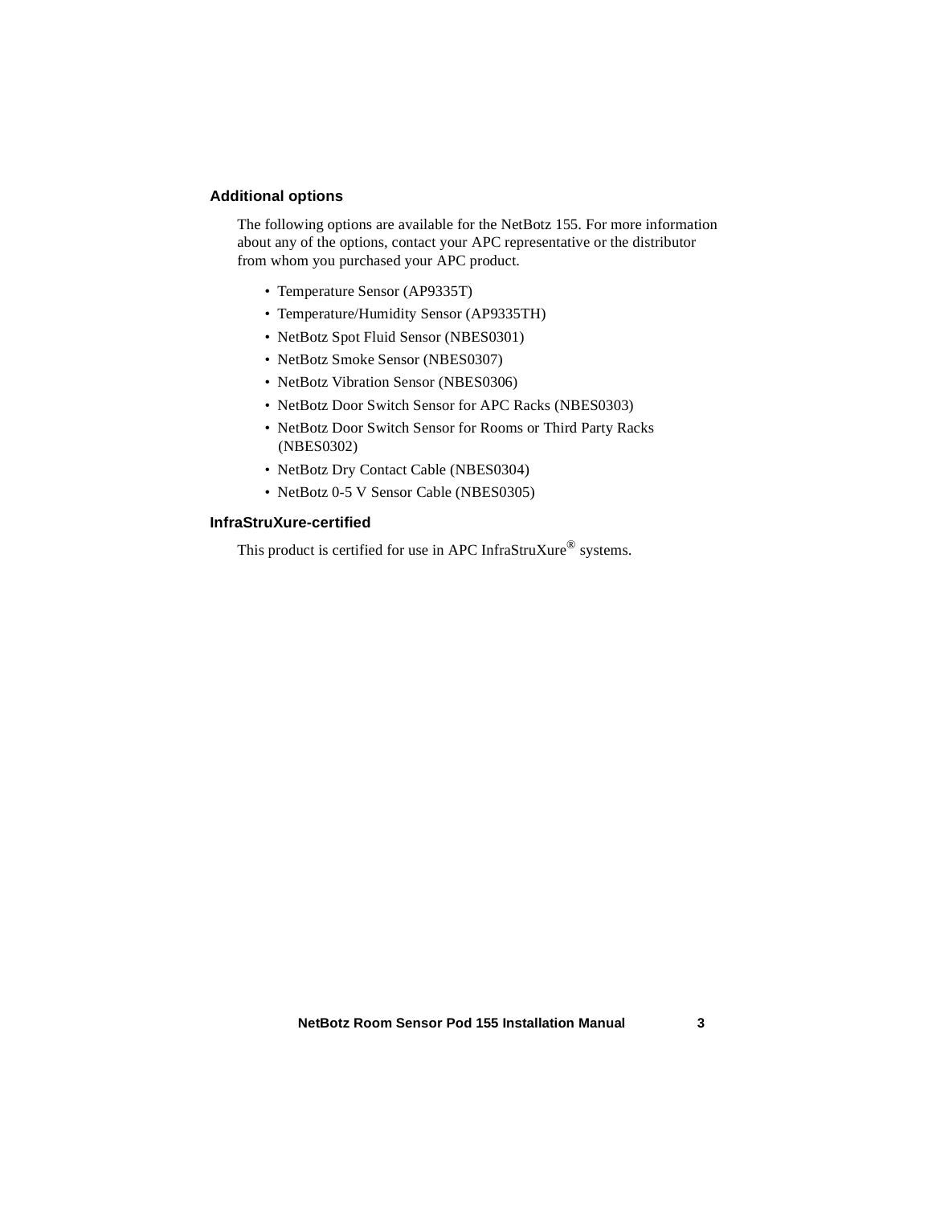### Additional options

The following options are available for the NetBotz 155. For more information about any of the options, contact your APC representative or the distributor from whom you purchased your APC product.

- Temperature Sensor (AP9335T)
- Temperature/Humidity Sensor (AP9335TH)
- NetBotz Spot Fluid Sensor (NBES0301)
- NetBotz Smoke Sensor (NBES0307)
- NetBotz Vibration Sensor (NBES0306)
- NetBotz Door Switch Sensor for APC Racks (NBES0303)
- NetBotz Door Switch Sensor for Rooms or Third Party Racks (NBES0302)
- NetBotz Dry Contact Cable (NBES0304)
- NetBotz 0-5 V Sensor Cable (NBES0305)

### InfraStruXure-certified

This product is certified for use in APC InfraStruXure® systems.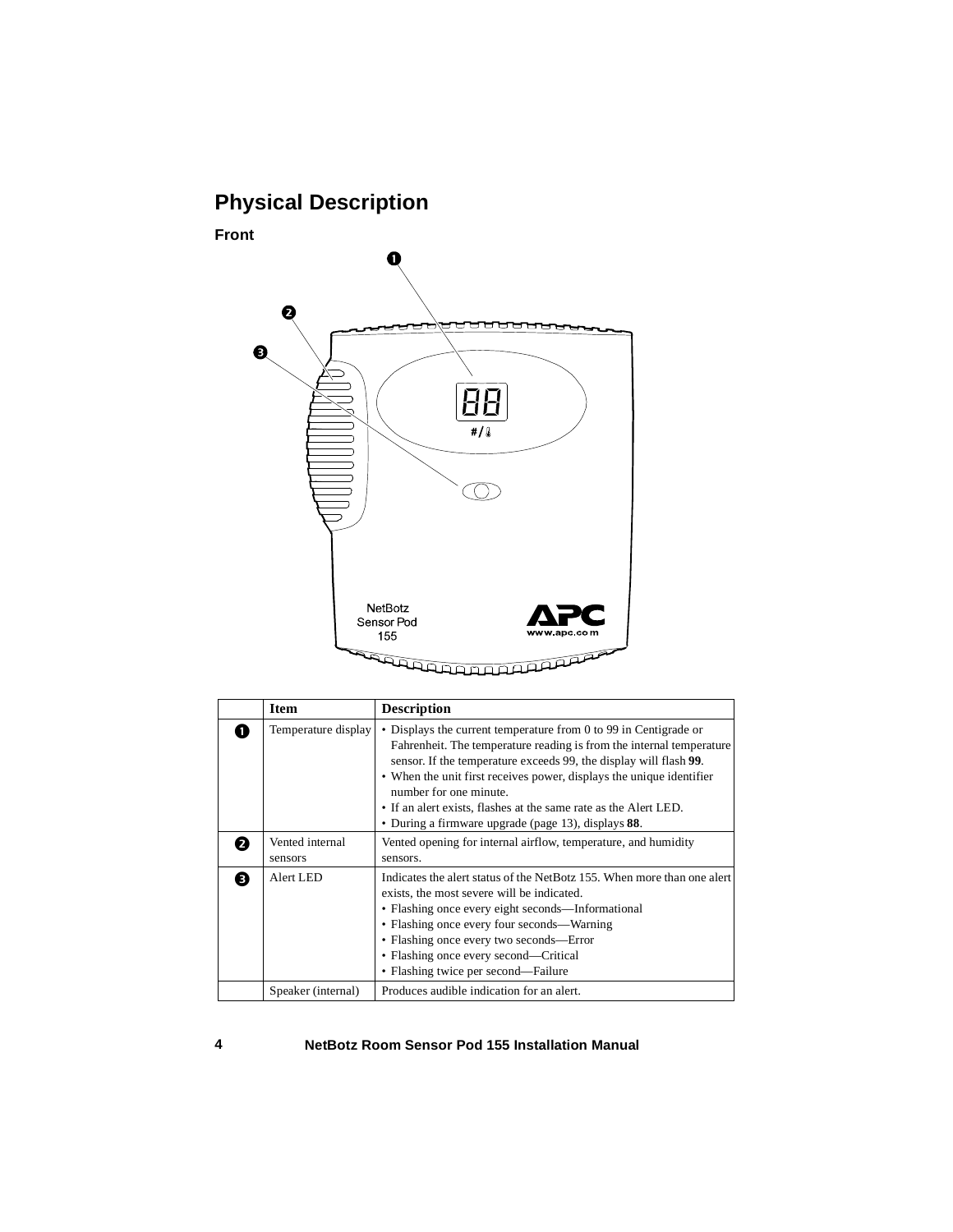## Physical Description

### Front

| | Item | Description |
|---|---|---|
| ❶ | Temperature display | • Displays the current temperature from 0 to 99 in Centigrade or Fahrenheit. The temperature reading is from the internal temperature sensor. If the temperature exceeds 99, the display will flash **99**.<br>• When the unit first receives power, displays the unique identifier number for one minute.<br>• If an alert exists, flashes at the same rate as the Alert LED.<br>• During a firmware upgrade (page 13), displays **88**. |
| ❷ | Vented internal sensors | Vented opening for internal airflow, temperature, and humidity sensors. |
| ❸ | Alert LED | Indicates the alert status of the NetBotz 155. When more than one alert exists, the most severe will be indicated.<br>• Flashing once every eight seconds—Informational<br>• Flashing once every four seconds—Warning<br>• Flashing once every two seconds—Error<br>• Flashing once every second—Critical<br>• Flashing twice per second—Failure |
| | Speaker (internal) | Produces audible indication for an alert. |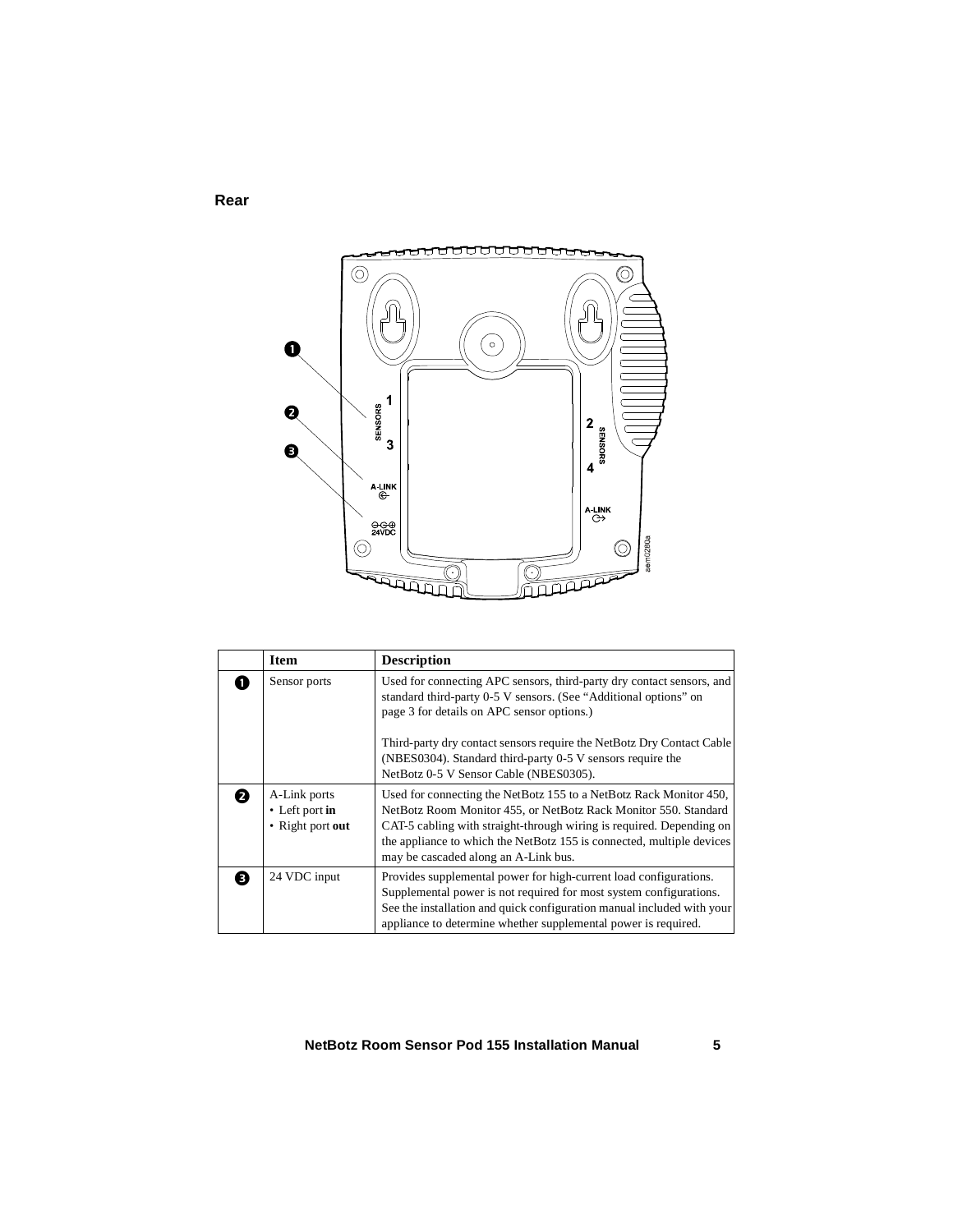**Rear**

| | Item | Description |
|---|---|---|
| ❶ | Sensor ports | Used for connecting APC sensors, third-party dry contact sensors, and standard third-party 0-5 V sensors. (See “Additional options” on page 3 for details on APC sensor options.)<br><br>Third-party dry contact sensors require the NetBotz Dry Contact Cable (NBES0304). Standard third-party 0-5 V sensors require the NetBotz 0-5 V Sensor Cable (NBES0305). |
| ❷ | A-Link ports<br>• Left port **in**<br>• Right port **out** | Used for connecting the NetBotz 155 to a NetBotz Rack Monitor 450, NetBotz Room Monitor 455, or NetBotz Rack Monitor 550. Standard CAT-5 cabling with straight-through wiring is required. Depending on the appliance to which the NetBotz 155 is connected, multiple devices may be cascaded along an A-Link bus. |
| ❸ | 24 VDC input | Provides supplemental power for high-current load configurations. Supplemental power is not required for most system configurations. See the installation and quick configuration manual included with your appliance to determine whether supplemental power is required. |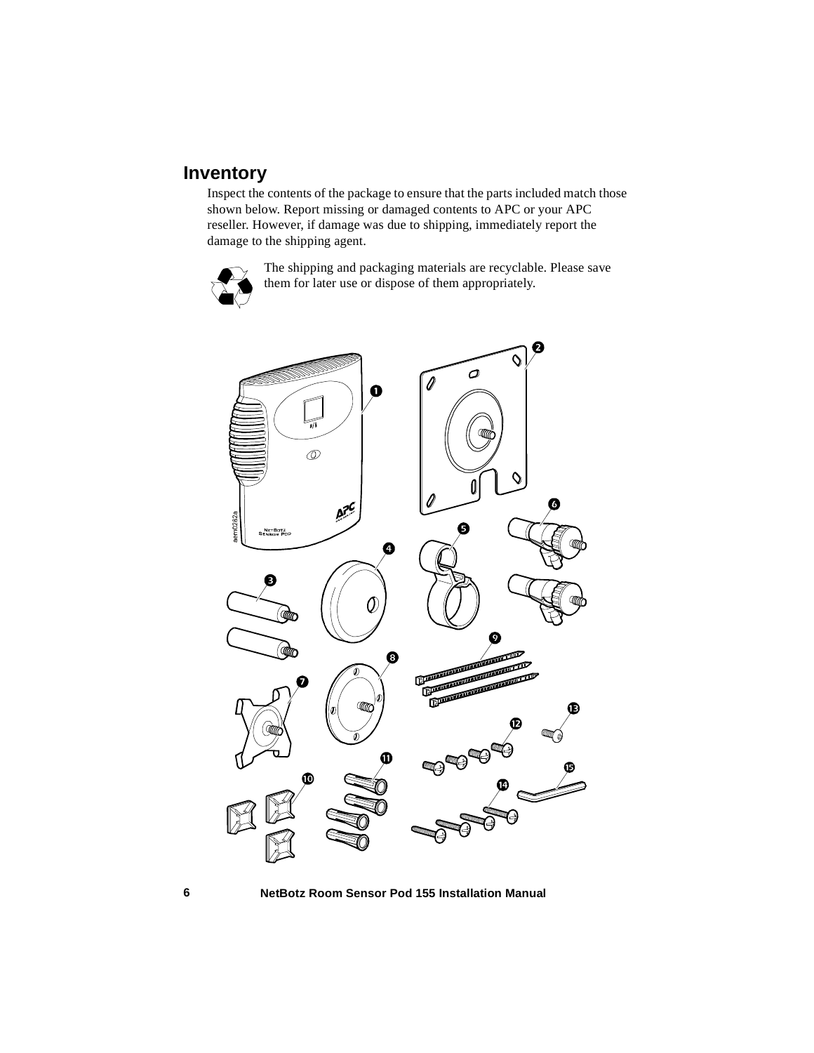## Inventory

Inspect the contents of the package to ensure that the parts included match those shown below. Report missing or damaged contents to APC or your APC reseller. However, if damage was due to shipping, immediately report the damage to the shipping agent.

The shipping and packaging materials are recyclable. Please save them for later use or dispose of them appropriately.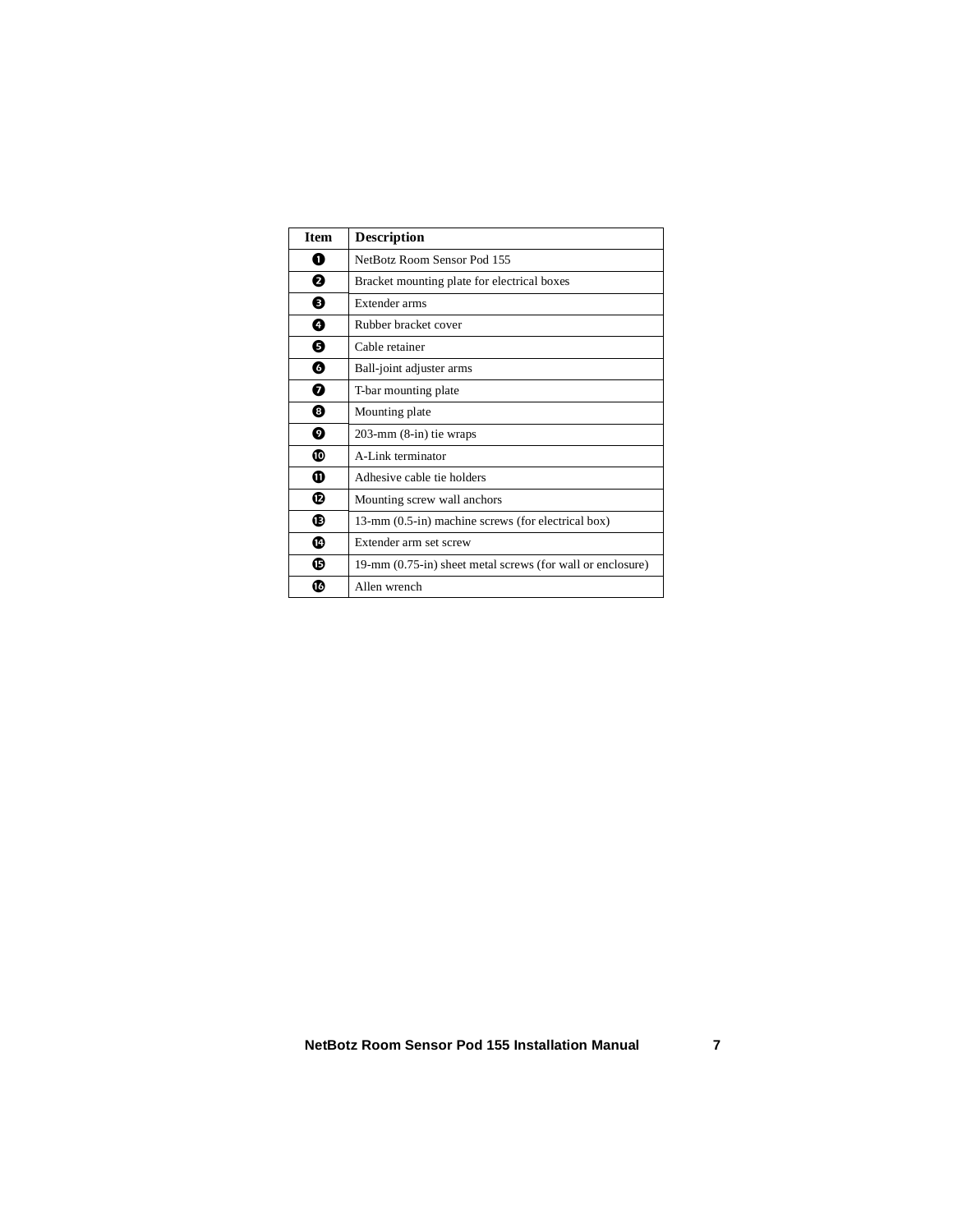| Item | Description |
| --- | --- |
| ❶ | NetBotz Room Sensor Pod 155 |
| ❷ | Bracket mounting plate for electrical boxes |
| ❸ | Extender arms |
| ❹ | Rubber bracket cover |
| ❺ | Cable retainer |
| ❻ | Ball-joint adjuster arms |
| ❼ | T-bar mounting plate |
| ❽ | Mounting plate |
| ❾ | 203-mm (8-in) tie wraps |
| ❿ | A-Link terminator |
| ⓫ | Adhesive cable tie holders |
| ⓬ | Mounting screw wall anchors |
| ⓭ | 13-mm (0.5-in) machine screws (for electrical box) |
| ⓮ | Extender arm set screw |
| ⓯ | 19-mm (0.75-in) sheet metal screws (for wall or enclosure) |
| ⓰ | Allen wrench |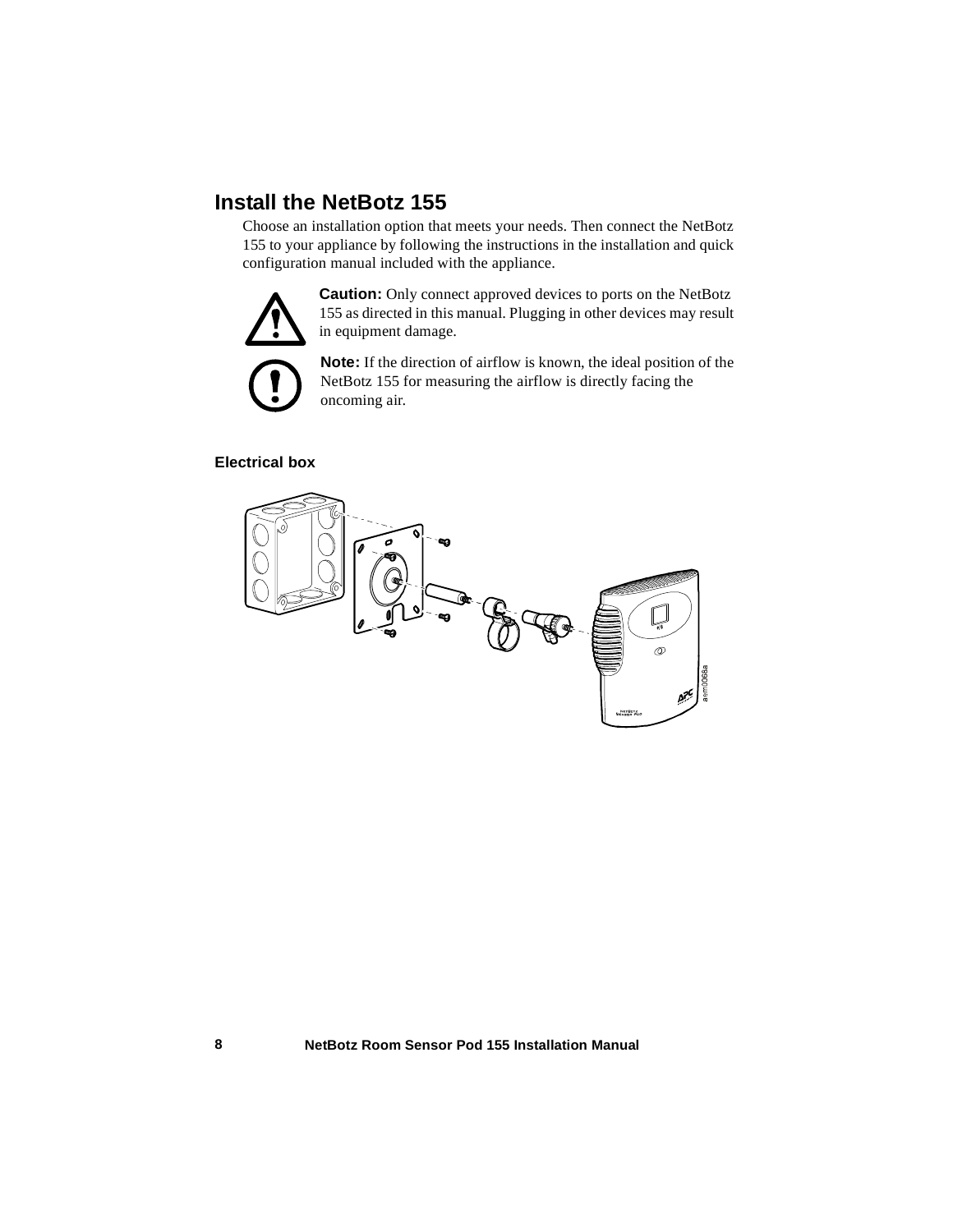# Install the NetBotz 155

Choose an installation option that meets your needs. Then connect the NetBotz 155 to your appliance by following the instructions in the installation and quick configuration manual included with the appliance.

**Caution:** Only connect approved devices to ports on the NetBotz 155 as directed in this manual. Plugging in other devices may result in equipment damage.

**Note:** If the direction of airflow is known, the ideal position of the NetBotz 155 for measuring the airflow is directly facing the oncoming air.

### Electrical box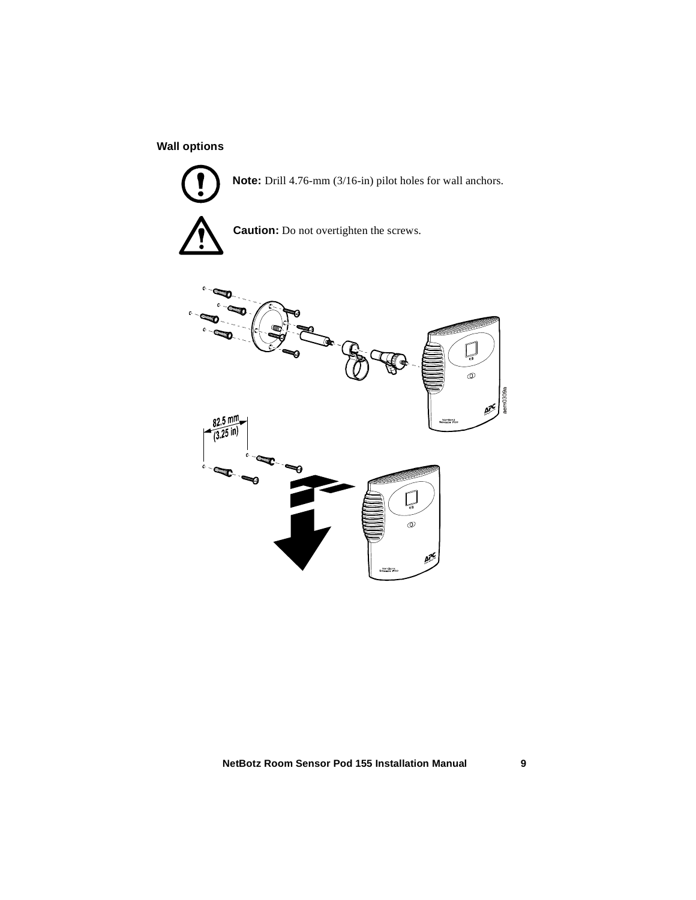### Wall options

**Note:** Drill 4.76-mm (3/16-in) pilot holes for wall anchors.

**Caution:** Do not overtighten the screws.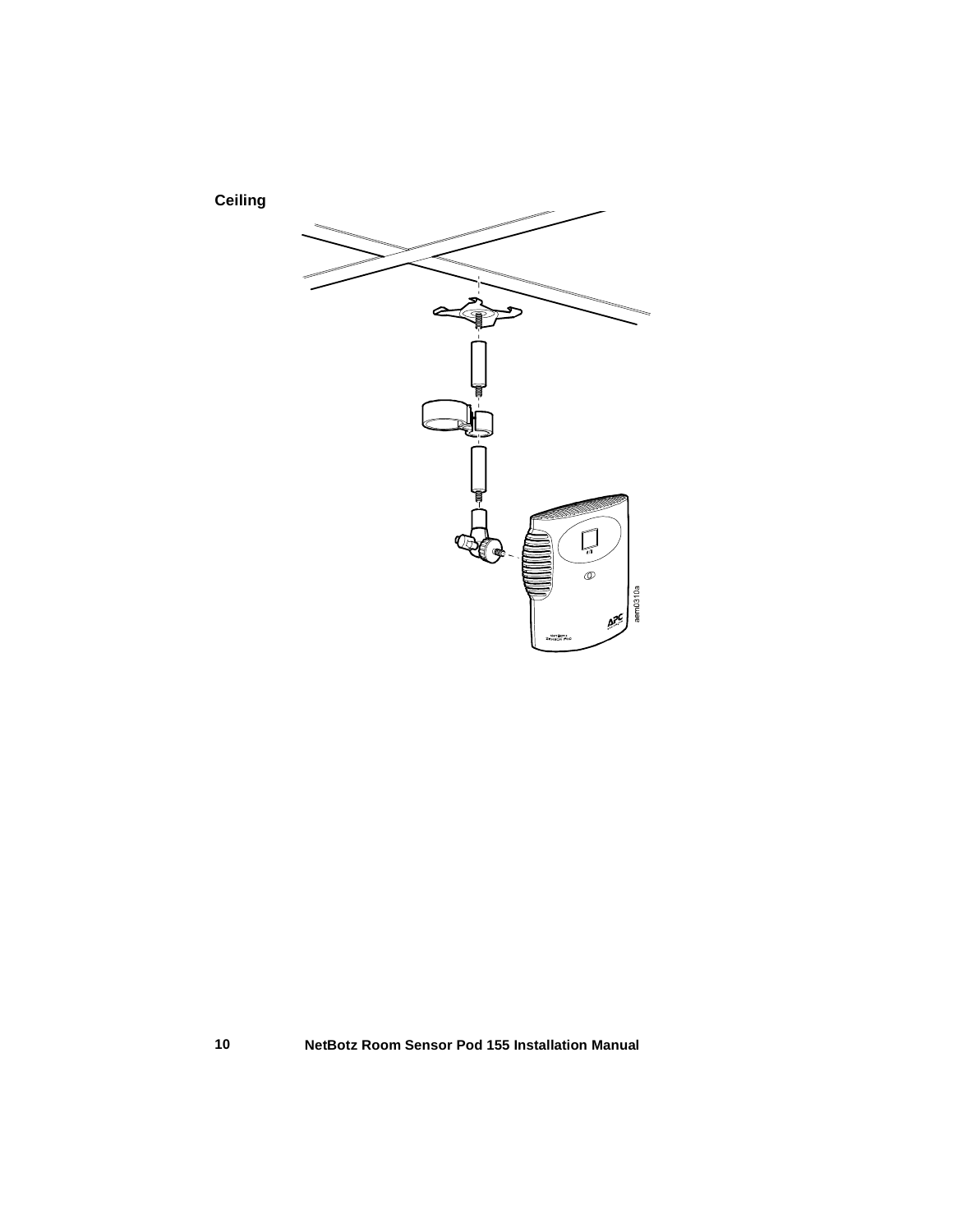**Ceiling**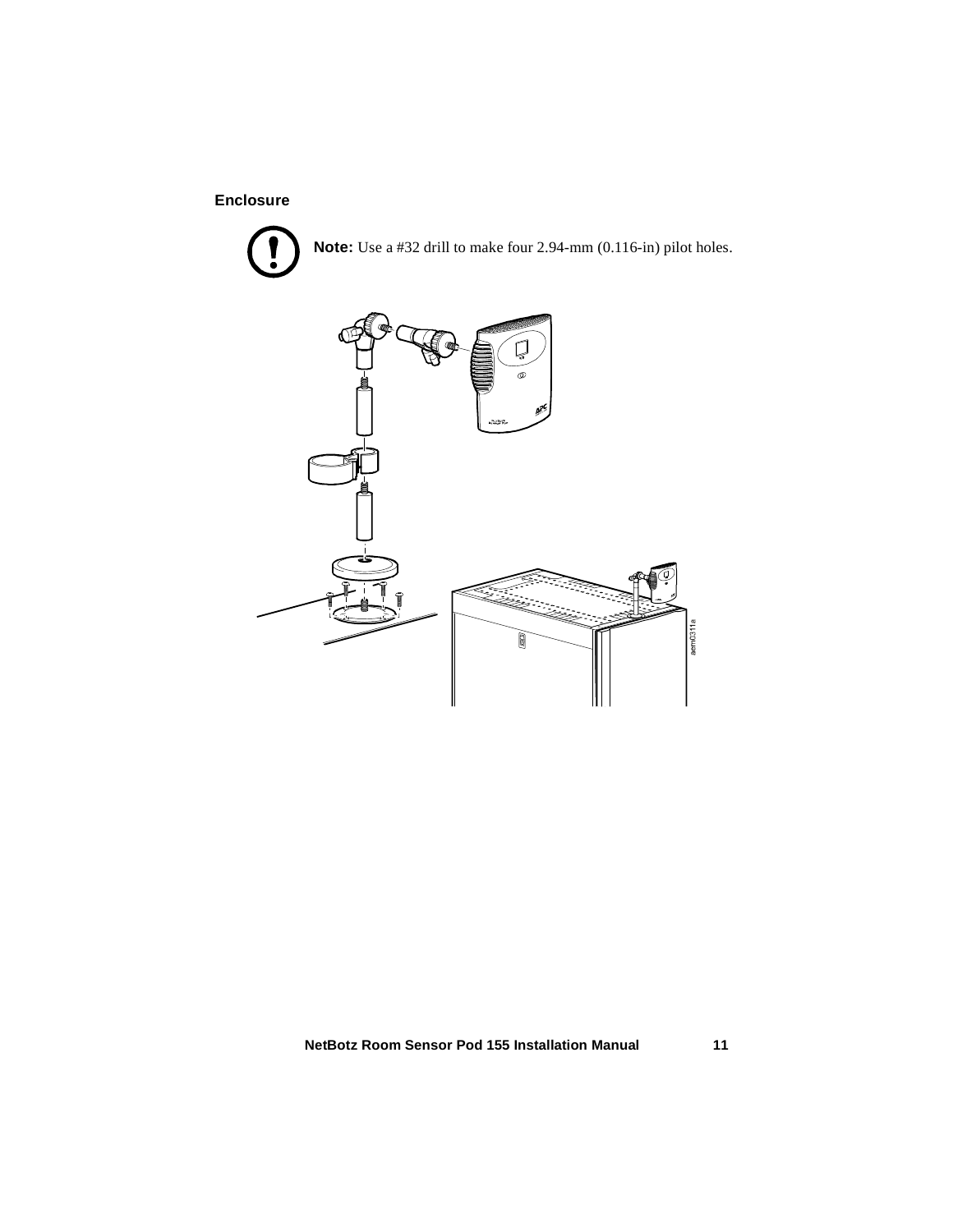### Enclosure

**Note:** Use a #32 drill to make four 2.94-mm (0.116-in) pilot holes.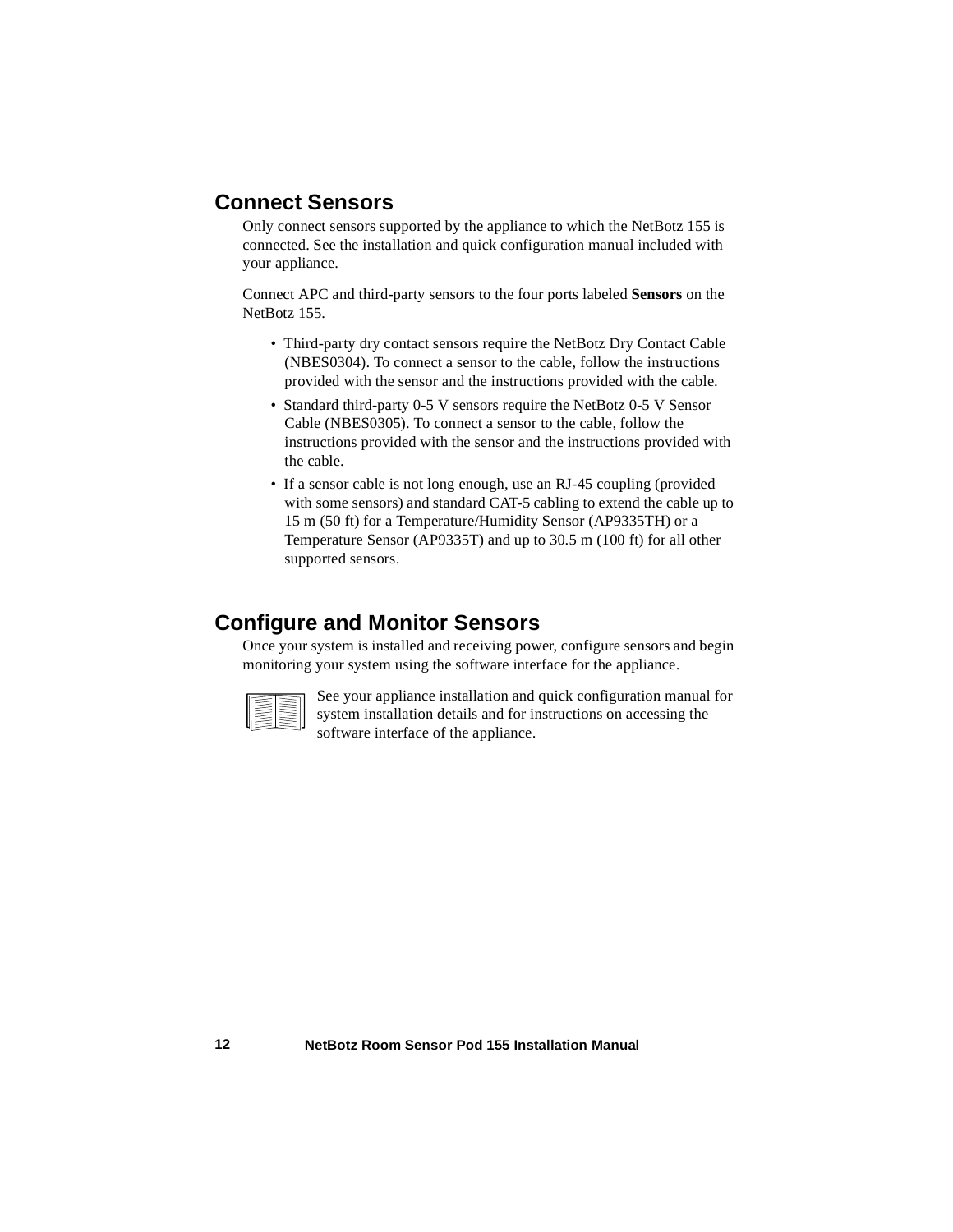## Connect Sensors

Only connect sensors supported by the appliance to which the NetBotz 155 is connected. See the installation and quick configuration manual included with your appliance.

Connect APC and third-party sensors to the four ports labeled **Sensors** on the NetBotz 155.

- Third-party dry contact sensors require the NetBotz Dry Contact Cable (NBES0304). To connect a sensor to the cable, follow the instructions provided with the sensor and the instructions provided with the cable.
- Standard third-party 0-5 V sensors require the NetBotz 0-5 V Sensor Cable (NBES0305). To connect a sensor to the cable, follow the instructions provided with the sensor and the instructions provided with the cable.
- If a sensor cable is not long enough, use an RJ-45 coupling (provided with some sensors) and standard CAT-5 cabling to extend the cable up to 15 m (50 ft) for a Temperature/Humidity Sensor (AP9335TH) or a Temperature Sensor (AP9335T) and up to 30.5 m (100 ft) for all other supported sensors.

## Configure and Monitor Sensors

Once your system is installed and receiving power, configure sensors and begin monitoring your system using the software interface for the appliance.

See your appliance installation and quick configuration manual for system installation details and for instructions on accessing the software interface of the appliance.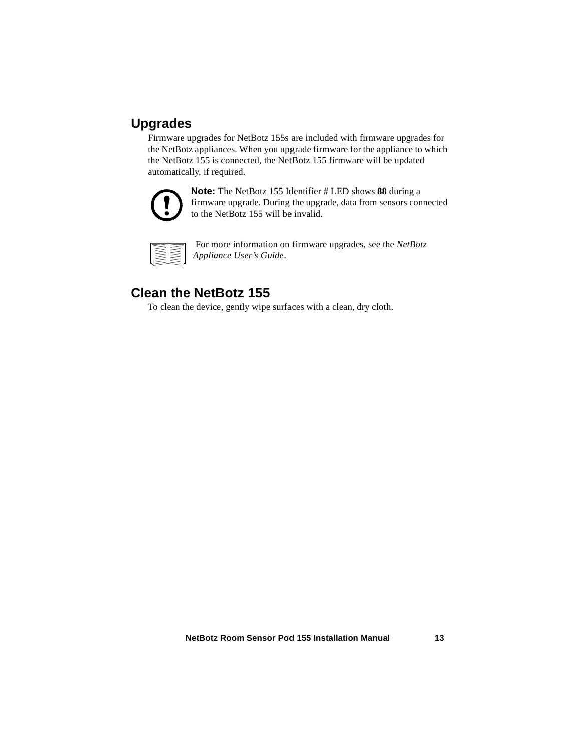## Upgrades

Firmware upgrades for NetBotz 155s are included with firmware upgrades for the NetBotz appliances. When you upgrade firmware for the appliance to which the NetBotz 155 is connected, the NetBotz 155 firmware will be updated automatically, if required.

**Note:** The NetBotz 155 Identifier # LED shows **88** during a firmware upgrade. During the upgrade, data from sensors connected to the NetBotz 155 will be invalid.

For more information on firmware upgrades, see the *NetBotz Appliance User's Guide*.

## Clean the NetBotz 155

To clean the device, gently wipe surfaces with a clean, dry cloth.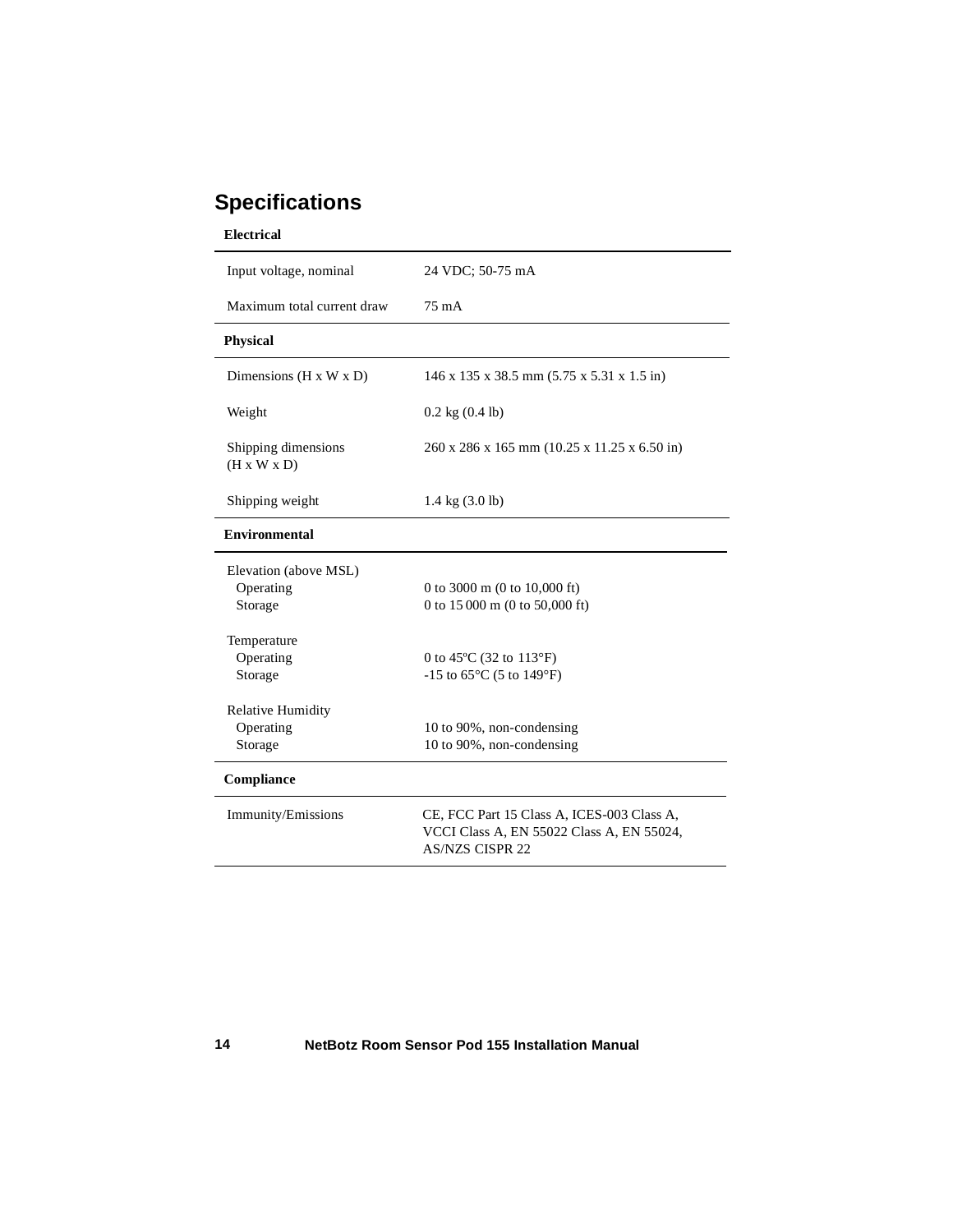## Specifications

| **Electrical** | |
|---|---|
| Input voltage, nominal | 24 VDC; 50-75 mA |
| Maximum total current draw | 75 mA |
| **Physical** | |
| Dimensions (H x W x D) | 146 x 135 x 38.5 mm (5.75 x 5.31 x 1.5 in) |
| Weight | 0.2 kg (0.4 lb) |
| Shipping dimensions (H x W x D) | 260 x 286 x 165 mm (10.25 x 11.25 x 6.50 in) |
| Shipping weight | 1.4 kg (3.0 lb) |
| **Environmental** | |
| Elevation (above MSL) | |
| Operating | 0 to 3000 m (0 to 10,000 ft) |
| Storage | 0 to 15 000 m (0 to 50,000 ft) |
| Temperature | |
| Operating | 0 to 45ºC (32 to 113°F) |
| Storage | -15 to 65°C (5 to 149°F) |
| Relative Humidity | |
| Operating | 10 to 90%, non-condensing |
| Storage | 10 to 90%, non-condensing |
| **Compliance** | |
| Immunity/Emissions | CE, FCC Part 15 Class A, ICES-003 Class A, VCCI Class A, EN 55022 Class A, EN 55024, AS/NZS CISPR 22 |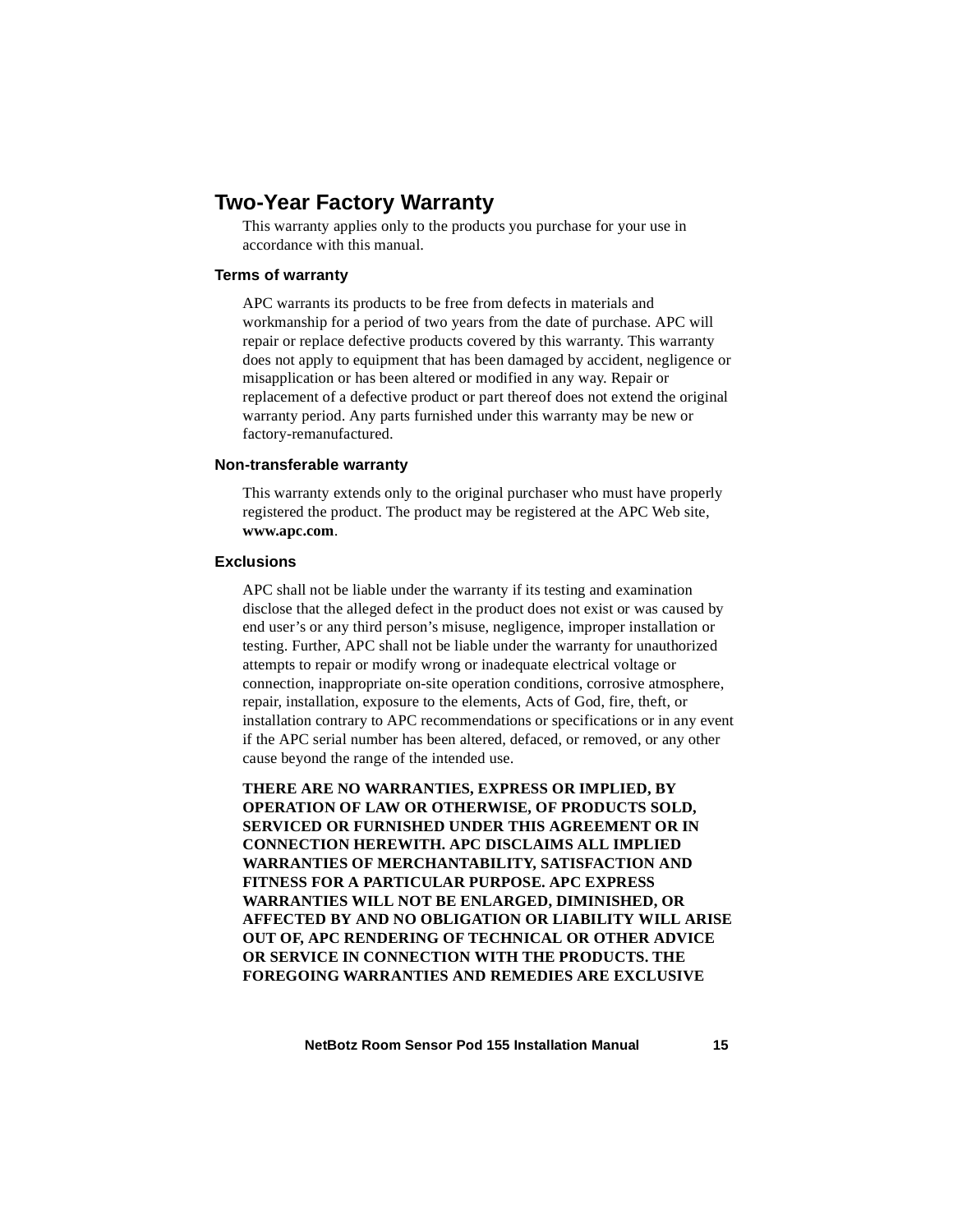## Two-Year Factory Warranty

This warranty applies only to the products you purchase for your use in accordance with this manual.

### Terms of warranty

APC warrants its products to be free from defects in materials and workmanship for a period of two years from the date of purchase. APC will repair or replace defective products covered by this warranty. This warranty does not apply to equipment that has been damaged by accident, negligence or misapplication or has been altered or modified in any way. Repair or replacement of a defective product or part thereof does not extend the original warranty period. Any parts furnished under this warranty may be new or factory-remanufactured.

### Non-transferable warranty

This warranty extends only to the original purchaser who must have properly registered the product. The product may be registered at the APC Web site, **www.apc.com**.

### Exclusions

APC shall not be liable under the warranty if its testing and examination disclose that the alleged defect in the product does not exist or was caused by end user's or any third person's misuse, negligence, improper installation or testing. Further, APC shall not be liable under the warranty for unauthorized attempts to repair or modify wrong or inadequate electrical voltage or connection, inappropriate on-site operation conditions, corrosive atmosphere, repair, installation, exposure to the elements, Acts of God, fire, theft, or installation contrary to APC recommendations or specifications or in any event if the APC serial number has been altered, defaced, or removed, or any other cause beyond the range of the intended use.

**THERE ARE NO WARRANTIES, EXPRESS OR IMPLIED, BY OPERATION OF LAW OR OTHERWISE, OF PRODUCTS SOLD, SERVICED OR FURNISHED UNDER THIS AGREEMENT OR IN CONNECTION HEREWITH. APC DISCLAIMS ALL IMPLIED WARRANTIES OF MERCHANTABILITY, SATISFACTION AND FITNESS FOR A PARTICULAR PURPOSE. APC EXPRESS WARRANTIES WILL NOT BE ENLARGED, DIMINISHED, OR AFFECTED BY AND NO OBLIGATION OR LIABILITY WILL ARISE OUT OF, APC RENDERING OF TECHNICAL OR OTHER ADVICE OR SERVICE IN CONNECTION WITH THE PRODUCTS. THE FOREGOING WARRANTIES AND REMEDIES ARE EXCLUSIVE**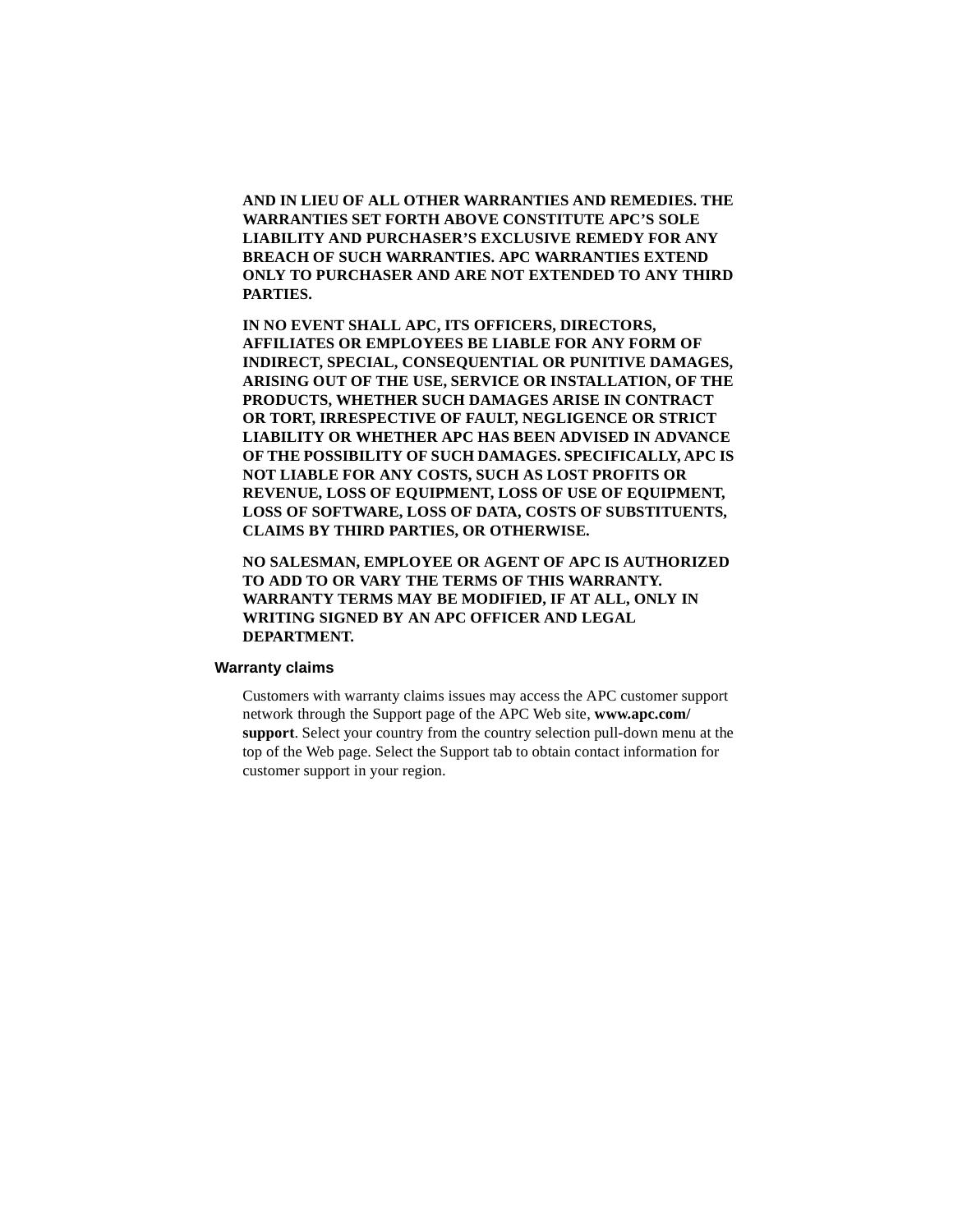**AND IN LIEU OF ALL OTHER WARRANTIES AND REMEDIES. THE WARRANTIES SET FORTH ABOVE CONSTITUTE APC'S SOLE LIABILITY AND PURCHASER'S EXCLUSIVE REMEDY FOR ANY BREACH OF SUCH WARRANTIES. APC WARRANTIES EXTEND ONLY TO PURCHASER AND ARE NOT EXTENDED TO ANY THIRD PARTIES.**

**IN NO EVENT SHALL APC, ITS OFFICERS, DIRECTORS, AFFILIATES OR EMPLOYEES BE LIABLE FOR ANY FORM OF INDIRECT, SPECIAL, CONSEQUENTIAL OR PUNITIVE DAMAGES, ARISING OUT OF THE USE, SERVICE OR INSTALLATION, OF THE PRODUCTS, WHETHER SUCH DAMAGES ARISE IN CONTRACT OR TORT, IRRESPECTIVE OF FAULT, NEGLIGENCE OR STRICT LIABILITY OR WHETHER APC HAS BEEN ADVISED IN ADVANCE OF THE POSSIBILITY OF SUCH DAMAGES. SPECIFICALLY, APC IS NOT LIABLE FOR ANY COSTS, SUCH AS LOST PROFITS OR REVENUE, LOSS OF EQUIPMENT, LOSS OF USE OF EQUIPMENT, LOSS OF SOFTWARE, LOSS OF DATA, COSTS OF SUBSTITUENTS, CLAIMS BY THIRD PARTIES, OR OTHERWISE.**

**NO SALESMAN, EMPLOYEE OR AGENT OF APC IS AUTHORIZED TO ADD TO OR VARY THE TERMS OF THIS WARRANTY. WARRANTY TERMS MAY BE MODIFIED, IF AT ALL, ONLY IN WRITING SIGNED BY AN APC OFFICER AND LEGAL DEPARTMENT.**

### Warranty claims

Customers with warranty claims issues may access the APC customer support network through the Support page of the APC Web site, **www.apc.com/support**. Select your country from the country selection pull-down menu at the top of the Web page. Select the Support tab to obtain contact information for customer support in your region.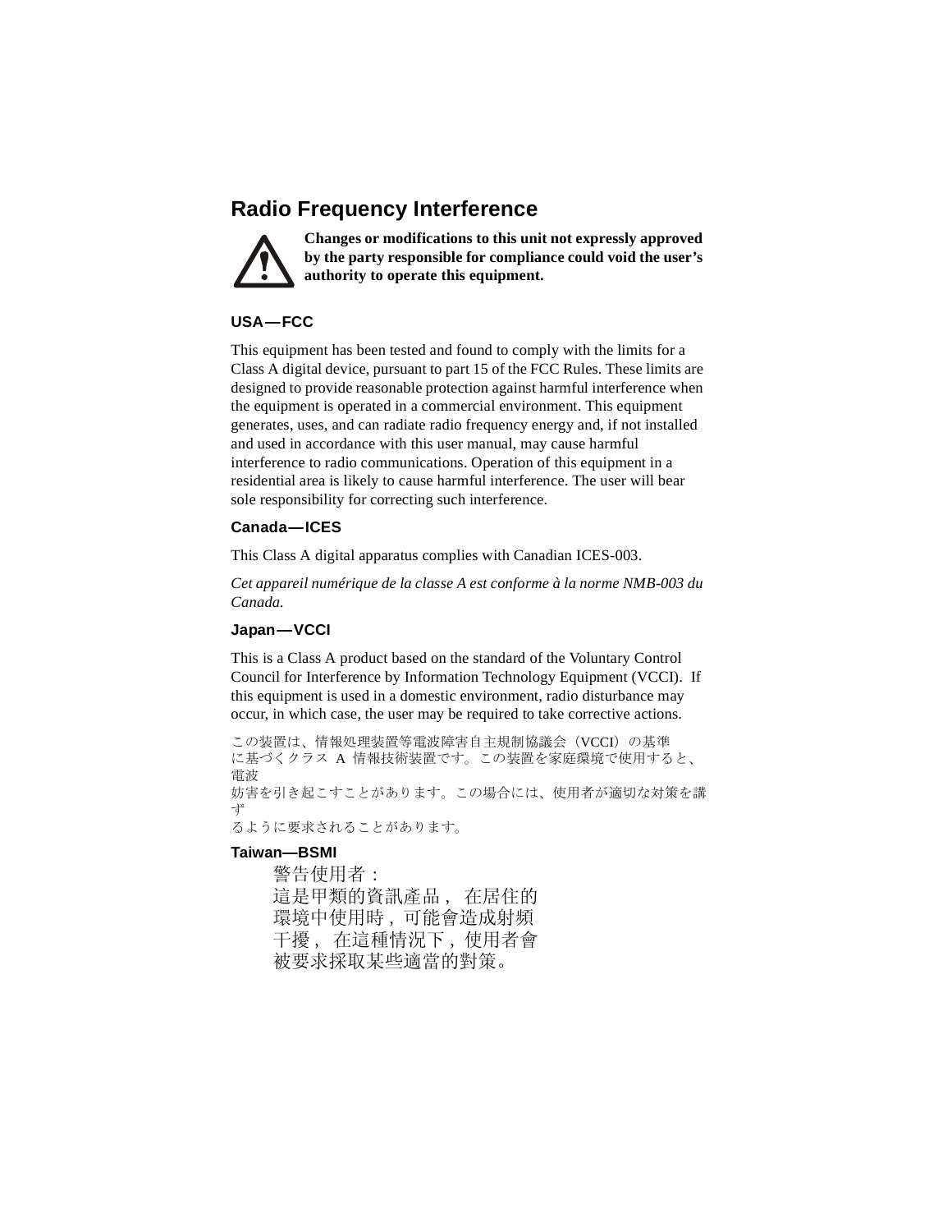## Radio Frequency Interference

**Changes or modifications to this unit not expressly approved by the party responsible for compliance could void the user's authority to operate this equipment.**

### USA—FCC

This equipment has been tested and found to comply with the limits for a Class A digital device, pursuant to part 15 of the FCC Rules. These limits are designed to provide reasonable protection against harmful interference when the equipment is operated in a commercial environment. This equipment generates, uses, and can radiate radio frequency energy and, if not installed and used in accordance with this user manual, may cause harmful interference to radio communications. Operation of this equipment in a residential area is likely to cause harmful interference. The user will bear sole responsibility for correcting such interference.

### Canada—ICES

This Class A digital apparatus complies with Canadian ICES-003.

*Cet appareil numérique de la classe A est conforme à la norme NMB-003 du Canada.*

### Japan—VCCI

This is a Class A product based on the standard of the Voluntary Control Council for Interference by Information Technology Equipment (VCCI). If this equipment is used in a domestic environment, radio disturbance may occur, in which case, the user may be required to take corrective actions.

この装置は、情報処理装置等電波障害自主規制協議会（VCCI）の基準
に基づくクラス A 情報技術装置です。この装置を家庭環境で使用すると、電波
妨害を引き起こすことがあります。この場合には、使用者が適切な対策を講ず
るように要求されることがあります。

### Taiwan—BSMI

警告使用者：
這是甲類的資訊產品，在居住的
環境中使用時，可能會造成射頻
干擾，在這種情況下，使用者會
被要求採取某些適當的對策。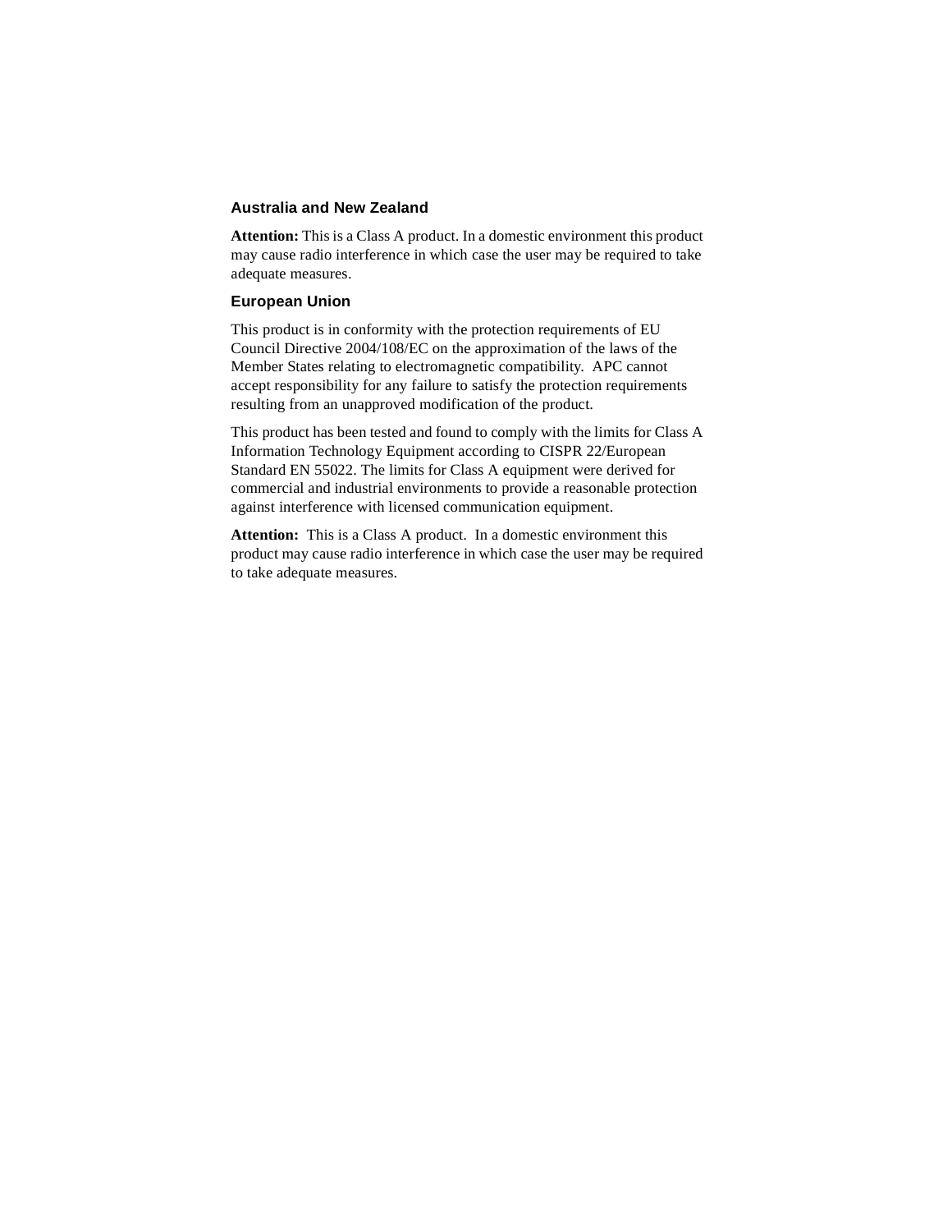## Australia and New Zealand

**Attention:** This is a Class A product. In a domestic environment this product may cause radio interference in which case the user may be required to take adequate measures.

## European Union

This product is in conformity with the protection requirements of EU Council Directive 2004/108/EC on the approximation of the laws of the Member States relating to electromagnetic compatibility. APC cannot accept responsibility for any failure to satisfy the protection requirements resulting from an unapproved modification of the product.

This product has been tested and found to comply with the limits for Class A Information Technology Equipment according to CISPR 22/European Standard EN 55022. The limits for Class A equipment were derived for commercial and industrial environments to provide a reasonable protection against interference with licensed communication equipment.

**Attention:** This is a Class A product. In a domestic environment this product may cause radio interference in which case the user may be required to take adequate measures.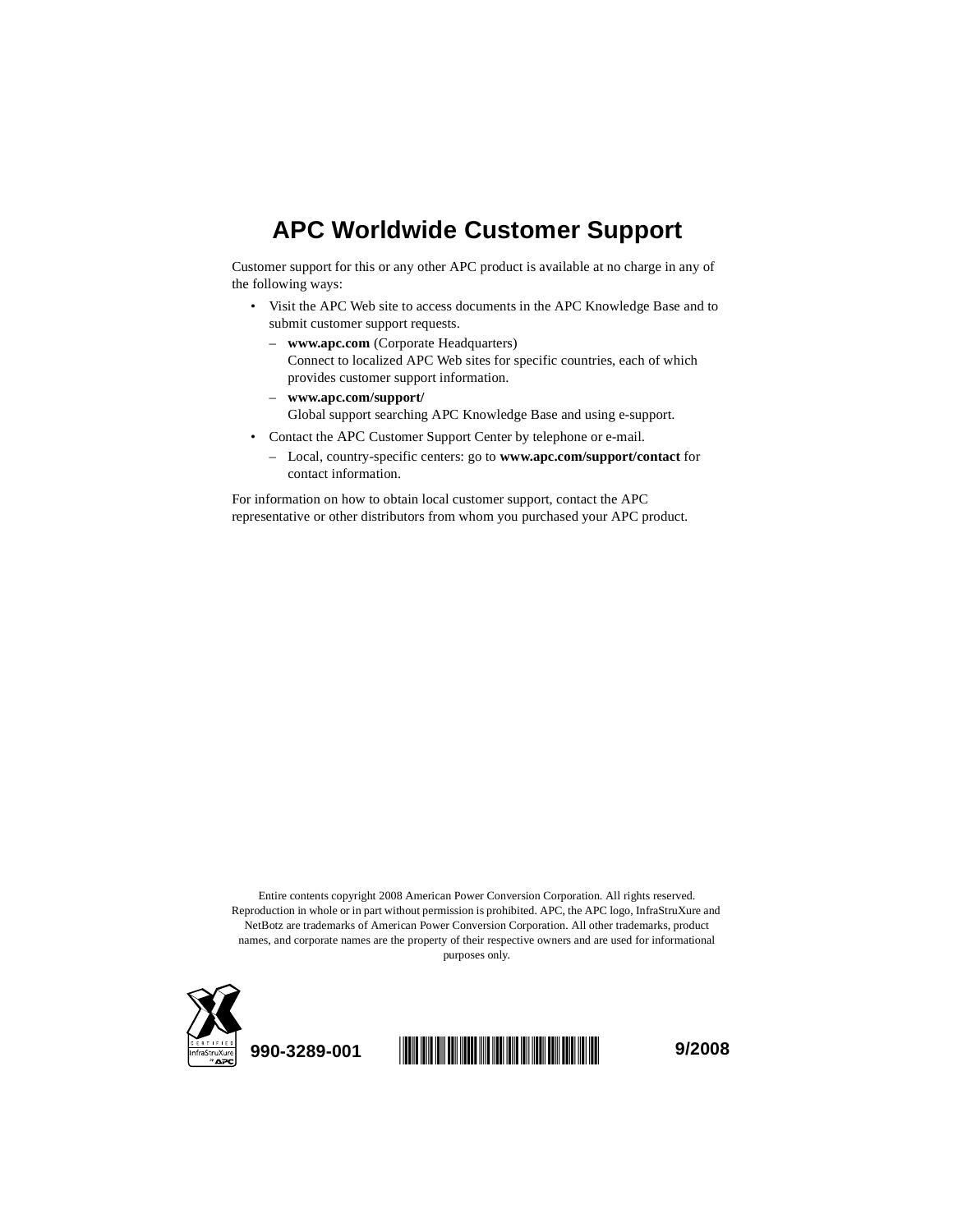# APC Worldwide Customer Support

Customer support for this or any other APC product is available at no charge in any of the following ways:

- Visit the APC Web site to access documents in the APC Knowledge Base and to submit customer support requests.
  - **www.apc.com** (Corporate Headquarters)
    Connect to localized APC Web sites for specific countries, each of which provides customer support information.
  - **www.apc.com/support/**
    Global support searching APC Knowledge Base and using e-support.
- Contact the APC Customer Support Center by telephone or e-mail.
  - Local, country-specific centers: go to **www.apc.com/support/contact** for contact information.

For information on how to obtain local customer support, contact the APC representative or other distributors from whom you purchased your APC product.

Entire contents copyright 2008 American Power Conversion Corporation. All rights reserved. Reproduction in whole or in part without permission is prohibited. APC, the APC logo, InfraStruXure and NetBotz are trademarks of American Power Conversion Corporation. All other trademarks, product names, and corporate names are the property of their respective owners and are used for informational purposes only.

CERTIFIED InfraStruXure by APC

**990-3289-001** **9/2008**